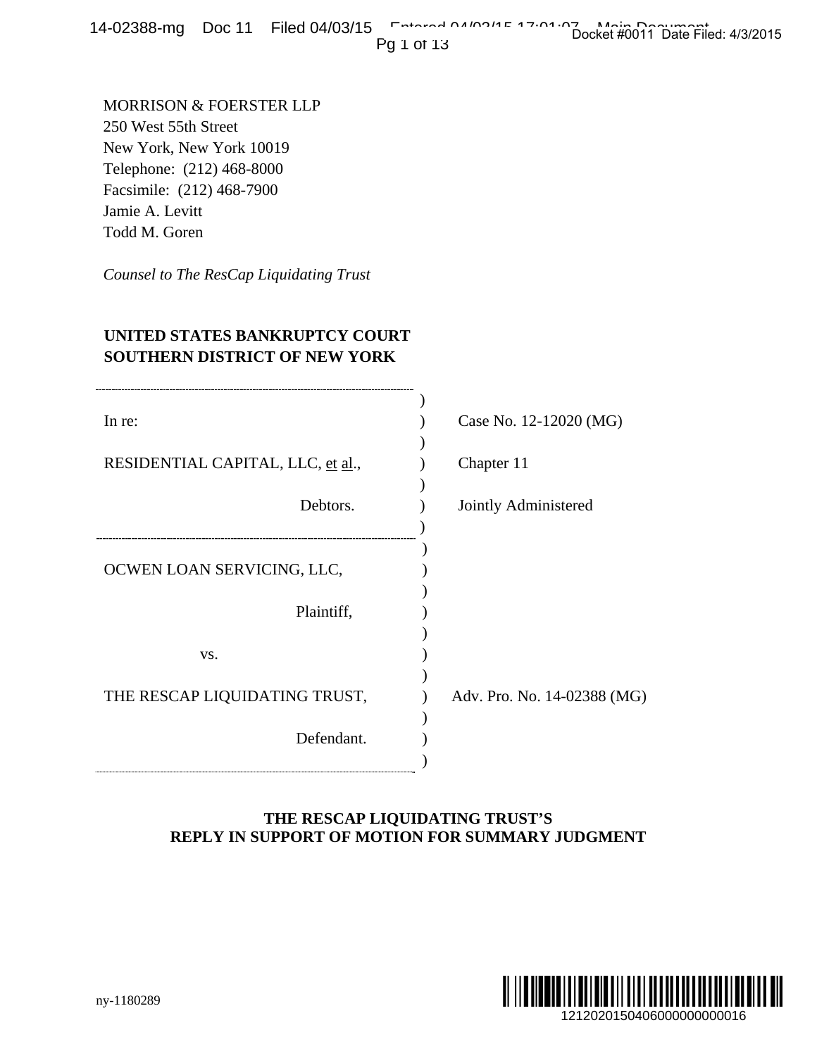MORRISON & FOERSTER LLP
250 West 55th Street
New York, New York 10019
Telephone: (212) 468-8000
Facsimile: (212) 468-7900
Jamie A. Levitt
Todd M. Goren

*Counsel to The ResCap Liquidating Trust*

**UNITED STATES BANKRUPTCY COURT**
**SOUTHERN DISTRICT OF NEW YORK**

| | |
|---|---|
| In re: | Case No. 12-12020 (MG) |
| RESIDENTIAL CAPITAL, LLC, et al., | Chapter 11 |
| Debtors. | Jointly Administered |

| | |
|---|---|
| OCWEN LOAN SERVICING, LLC, | |
| Plaintiff, | |
| vs. | |
| THE RESCAP LIQUIDATING TRUST, | Adv. Pro. No. 14-02388 (MG) |
| Defendant. | |

**THE RESCAP LIQUIDATING TRUST'S**
**REPLY IN SUPPORT OF MOTION FOR SUMMARY JUDGMENT**

ny-1180289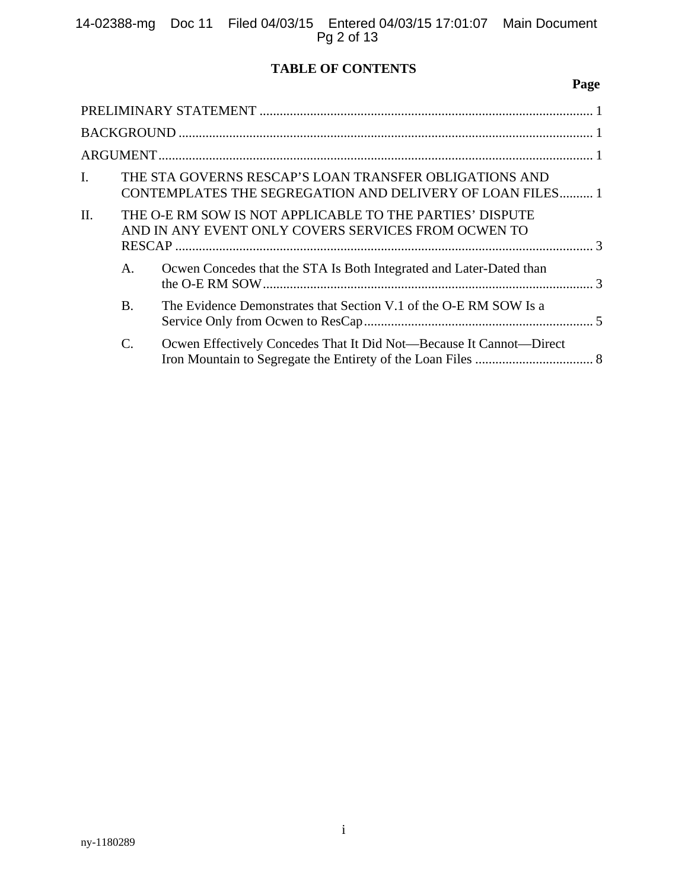# TABLE OF CONTENTS

**Page**

PRELIMINARY STATEMENT .................................................................................................... 1

BACKGROUND ........................................................................................................................... 1

ARGUMENT.................................................................................................................................. 1

I. THE STA GOVERNS RESCAP'S LOAN TRANSFER OBLIGATIONS AND CONTEMPLATES THE SEGREGATION AND DELIVERY OF LOAN FILES.......... 1

II. THE O-E RM SOW IS NOT APPLICABLE TO THE PARTIES' DISPUTE AND IN ANY EVENT ONLY COVERS SERVICES FROM OCWEN TO RESCAP .............................................................................................................................. 3

A. Ocwen Concedes that the STA Is Both Integrated and Later-Dated than the O-E RM SOW.................................................................................................. 3

B. The Evidence Demonstrates that Section V.1 of the O-E RM SOW Is a Service Only from Ocwen to ResCap.................................................................... 5

C. Ocwen Effectively Concedes That It Did Not—Because It Cannot—Direct Iron Mountain to Segregate the Entirety of the Loan Files ................................... 8

ny-1180289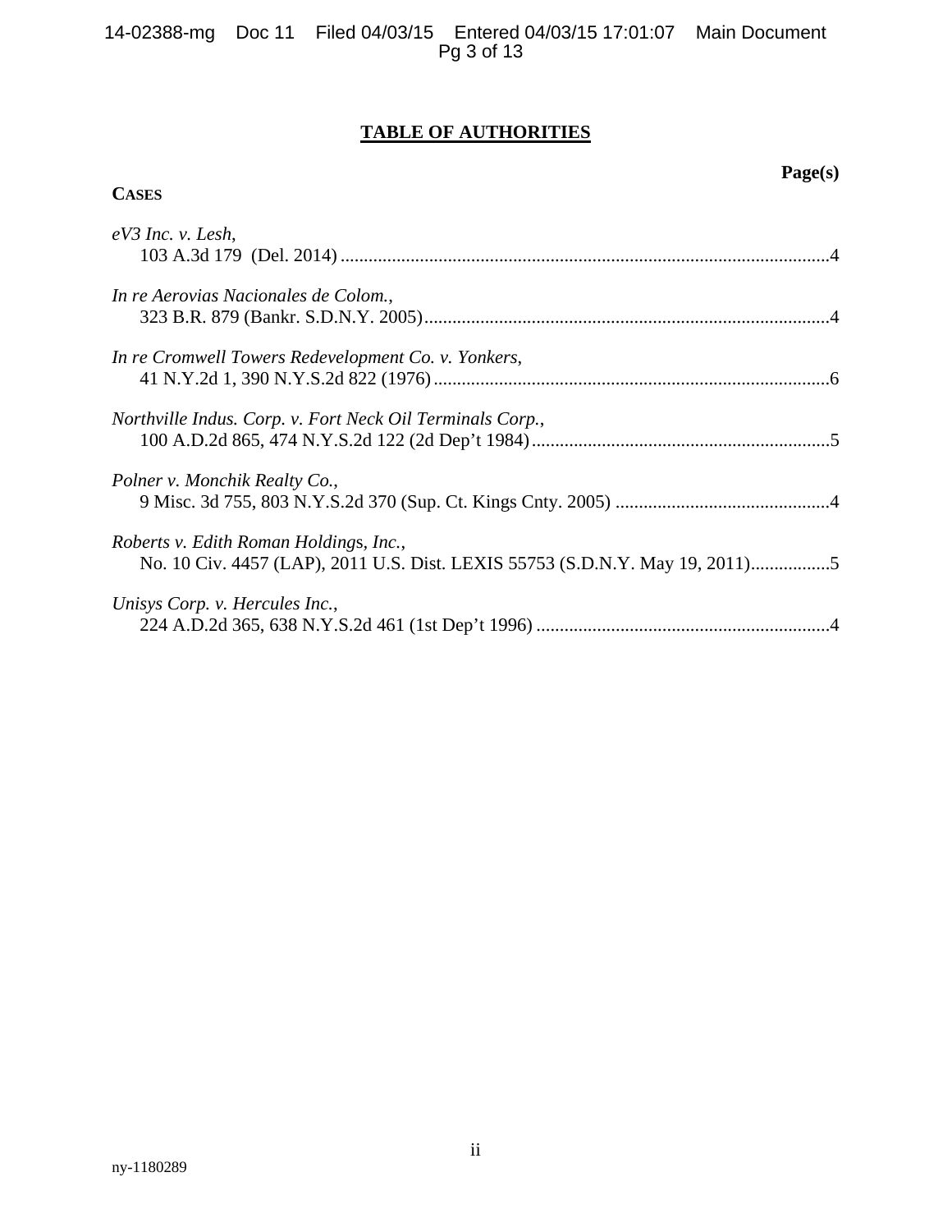# TABLE OF AUTHORITIES

**Page(s)**

**CASES**

*eV3 Inc. v. Lesh*,
103 A.3d 179 (Del. 2014) ........................................................................................................4

*In re Aerovias Nacionales de Colom.*,
323 B.R. 879 (Bankr. S.D.N.Y. 2005).......................................................................................4

*In re Cromwell Towers Redevelopment Co. v. Yonkers*,
41 N.Y.2d 1, 390 N.Y.S.2d 822 (1976).....................................................................................6

*Northville Indus. Corp. v. Fort Neck Oil Terminals Corp.*,
100 A.D.2d 865, 474 N.Y.S.2d 122 (2d Dep't 1984)................................................................5

*Polner v. Monchik Realty Co.*,
9 Misc. 3d 755, 803 N.Y.S.2d 370 (Sup. Ct. Kings Cnty. 2005) ..............................................4

*Roberts v. Edith Roman Holdings, Inc.*,
No. 10 Civ. 4457 (LAP), 2011 U.S. Dist. LEXIS 55753 (S.D.N.Y. May 19, 2011).................5

*Unisys Corp. v. Hercules Inc.*,
224 A.D.2d 365, 638 N.Y.S.2d 461 (1st Dep't 1996) ...............................................................4

ny-1180289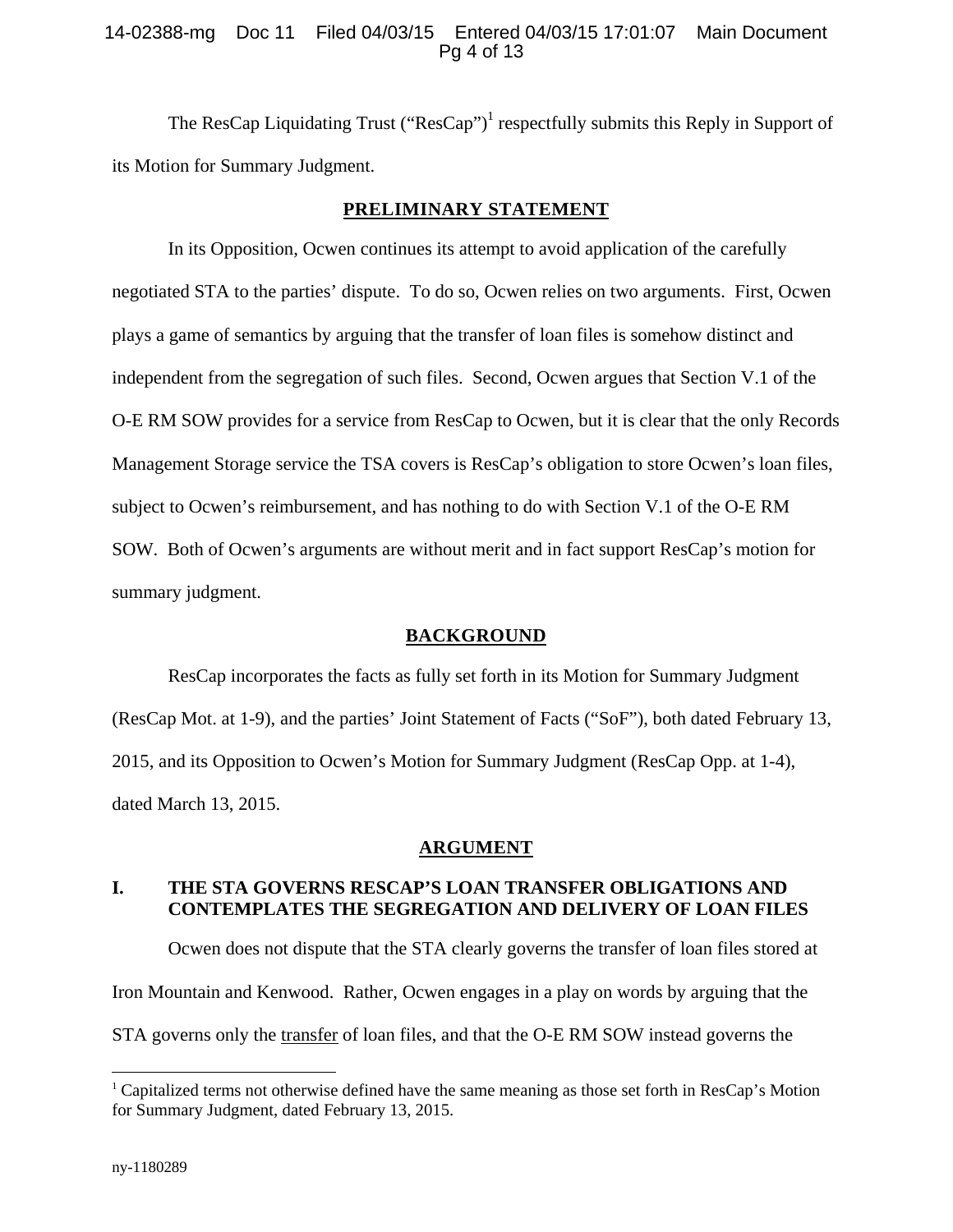The ResCap Liquidating Trust ("ResCap")[1] respectfully submits this Reply in Support of its Motion for Summary Judgment.

## PRELIMINARY STATEMENT

In its Opposition, Ocwen continues its attempt to avoid application of the carefully negotiated STA to the parties' dispute. To do so, Ocwen relies on two arguments. First, Ocwen plays a game of semantics by arguing that the transfer of loan files is somehow distinct and independent from the segregation of such files. Second, Ocwen argues that Section V.1 of the O-E RM SOW provides for a service from ResCap to Ocwen, but it is clear that the only Records Management Storage service the TSA covers is ResCap's obligation to store Ocwen's loan files, subject to Ocwen's reimbursement, and has nothing to do with Section V.1 of the O-E RM SOW. Both of Ocwen's arguments are without merit and in fact support ResCap's motion for summary judgment.

## BACKGROUND

ResCap incorporates the facts as fully set forth in its Motion for Summary Judgment (ResCap Mot. at 1-9), and the parties' Joint Statement of Facts ("SoF"), both dated February 13, 2015, and its Opposition to Ocwen's Motion for Summary Judgment (ResCap Opp. at 1-4), dated March 13, 2015.

## ARGUMENT

### I. THE STA GOVERNS RESCAP'S LOAN TRANSFER OBLIGATIONS AND CONTEMPLATES THE SEGREGATION AND DELIVERY OF LOAN FILES

Ocwen does not dispute that the STA clearly governs the transfer of loan files stored at Iron Mountain and Kenwood. Rather, Ocwen engages in a play on words by arguing that the STA governs only the transfer of loan files, and that the O-E RM SOW instead governs the

[1] Capitalized terms not otherwise defined have the same meaning as those set forth in ResCap's Motion for Summary Judgment, dated February 13, 2015.

ny-1180289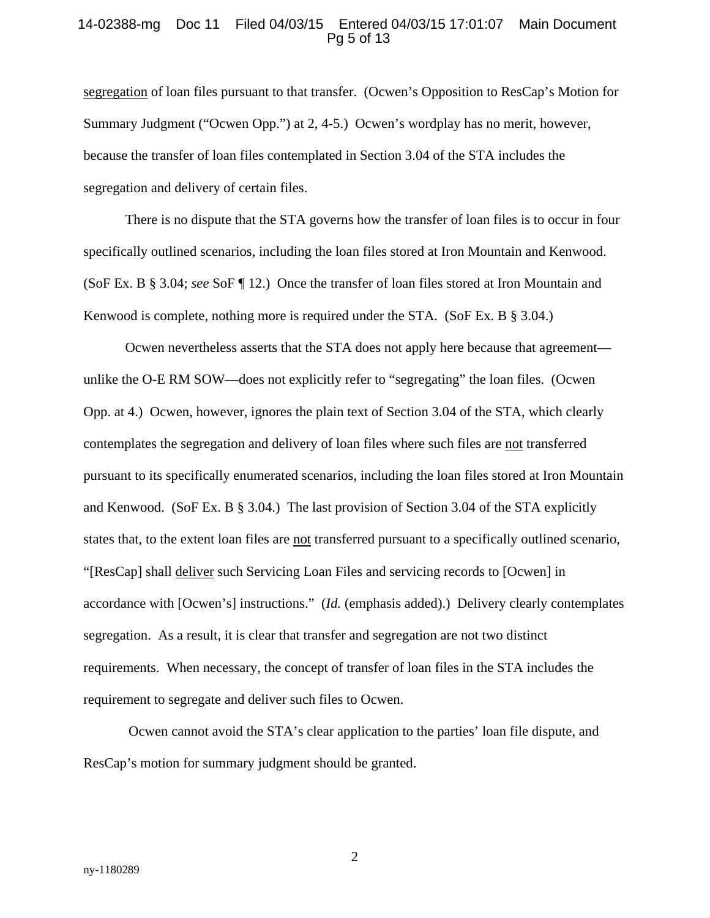segregation of loan files pursuant to that transfer. (Ocwen's Opposition to ResCap's Motion for Summary Judgment ("Ocwen Opp.") at 2, 4-5.) Ocwen's wordplay has no merit, however, because the transfer of loan files contemplated in Section 3.04 of the STA includes the segregation and delivery of certain files.

There is no dispute that the STA governs how the transfer of loan files is to occur in four specifically outlined scenarios, including the loan files stored at Iron Mountain and Kenwood. (SoF Ex. B § 3.04; *see* SoF ¶ 12.) Once the transfer of loan files stored at Iron Mountain and Kenwood is complete, nothing more is required under the STA. (SoF Ex. B § 3.04.)

Ocwen nevertheless asserts that the STA does not apply here because that agreement—unlike the O-E RM SOW—does not explicitly refer to "segregating" the loan files. (Ocwen Opp. at 4.) Ocwen, however, ignores the plain text of Section 3.04 of the STA, which clearly contemplates the segregation and delivery of loan files where such files are not transferred pursuant to its specifically enumerated scenarios, including the loan files stored at Iron Mountain and Kenwood. (SoF Ex. B § 3.04.) The last provision of Section 3.04 of the STA explicitly states that, to the extent loan files are not transferred pursuant to a specifically outlined scenario, "[ResCap] shall deliver such Servicing Loan Files and servicing records to [Ocwen] in accordance with [Ocwen's] instructions." (*Id.* (emphasis added).) Delivery clearly contemplates segregation. As a result, it is clear that transfer and segregation are not two distinct requirements. When necessary, the concept of transfer of loan files in the STA includes the requirement to segregate and deliver such files to Ocwen.

Ocwen cannot avoid the STA's clear application to the parties' loan file dispute, and ResCap's motion for summary judgment should be granted.

ny-1180289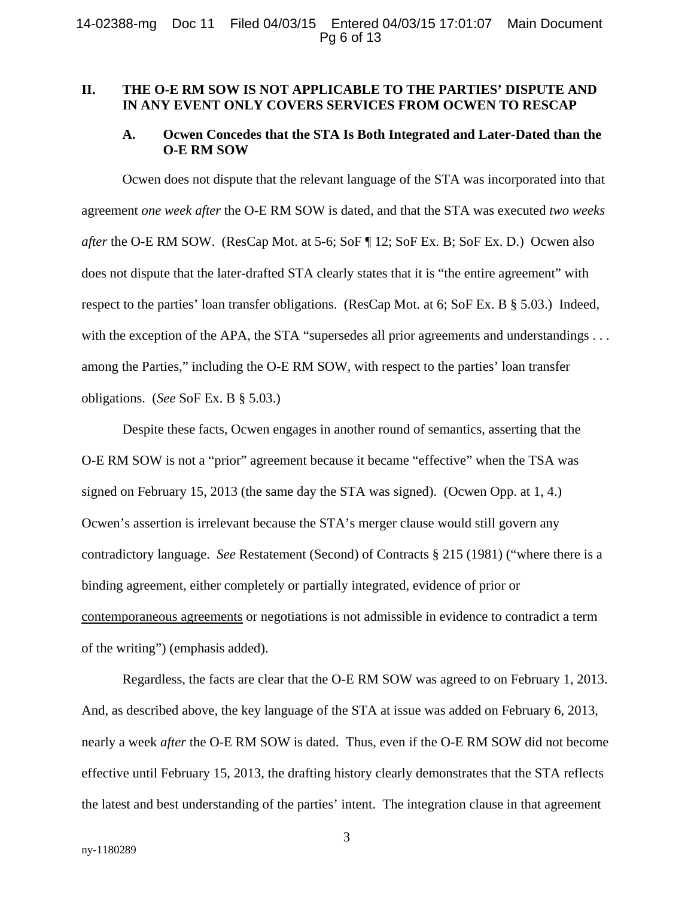## II. THE O-E RM SOW IS NOT APPLICABLE TO THE PARTIES' DISPUTE AND IN ANY EVENT ONLY COVERS SERVICES FROM OCWEN TO RESCAP

### A. Ocwen Concedes that the STA Is Both Integrated and Later-Dated than the O-E RM SOW

Ocwen does not dispute that the relevant language of the STA was incorporated into that agreement *one week after* the O-E RM SOW is dated, and that the STA was executed *two weeks after* the O-E RM SOW. (ResCap Mot. at 5-6; SoF ¶ 12; SoF Ex. B; SoF Ex. D.) Ocwen also does not dispute that the later-drafted STA clearly states that it is "the entire agreement" with respect to the parties' loan transfer obligations. (ResCap Mot. at 6; SoF Ex. B § 5.03.) Indeed, with the exception of the APA, the STA "supersedes all prior agreements and understandings . . . among the Parties," including the O-E RM SOW, with respect to the parties' loan transfer obligations. (*See* SoF Ex. B § 5.03.)

Despite these facts, Ocwen engages in another round of semantics, asserting that the O-E RM SOW is not a "prior" agreement because it became "effective" when the TSA was signed on February 15, 2013 (the same day the STA was signed). (Ocwen Opp. at 1, 4.) Ocwen's assertion is irrelevant because the STA's merger clause would still govern any contradictory language. *See* Restatement (Second) of Contracts § 215 (1981) ("where there is a binding agreement, either completely or partially integrated, evidence of prior or <u>contemporaneous agreements</u> or negotiations is not admissible in evidence to contradict a term of the writing") (emphasis added).

Regardless, the facts are clear that the O-E RM SOW was agreed to on February 1, 2013. And, as described above, the key language of the STA at issue was added on February 6, 2013, nearly a week *after* the O-E RM SOW is dated. Thus, even if the O-E RM SOW did not become effective until February 15, 2013, the drafting history clearly demonstrates that the STA reflects the latest and best understanding of the parties' intent. The integration clause in that agreement

ny-1180289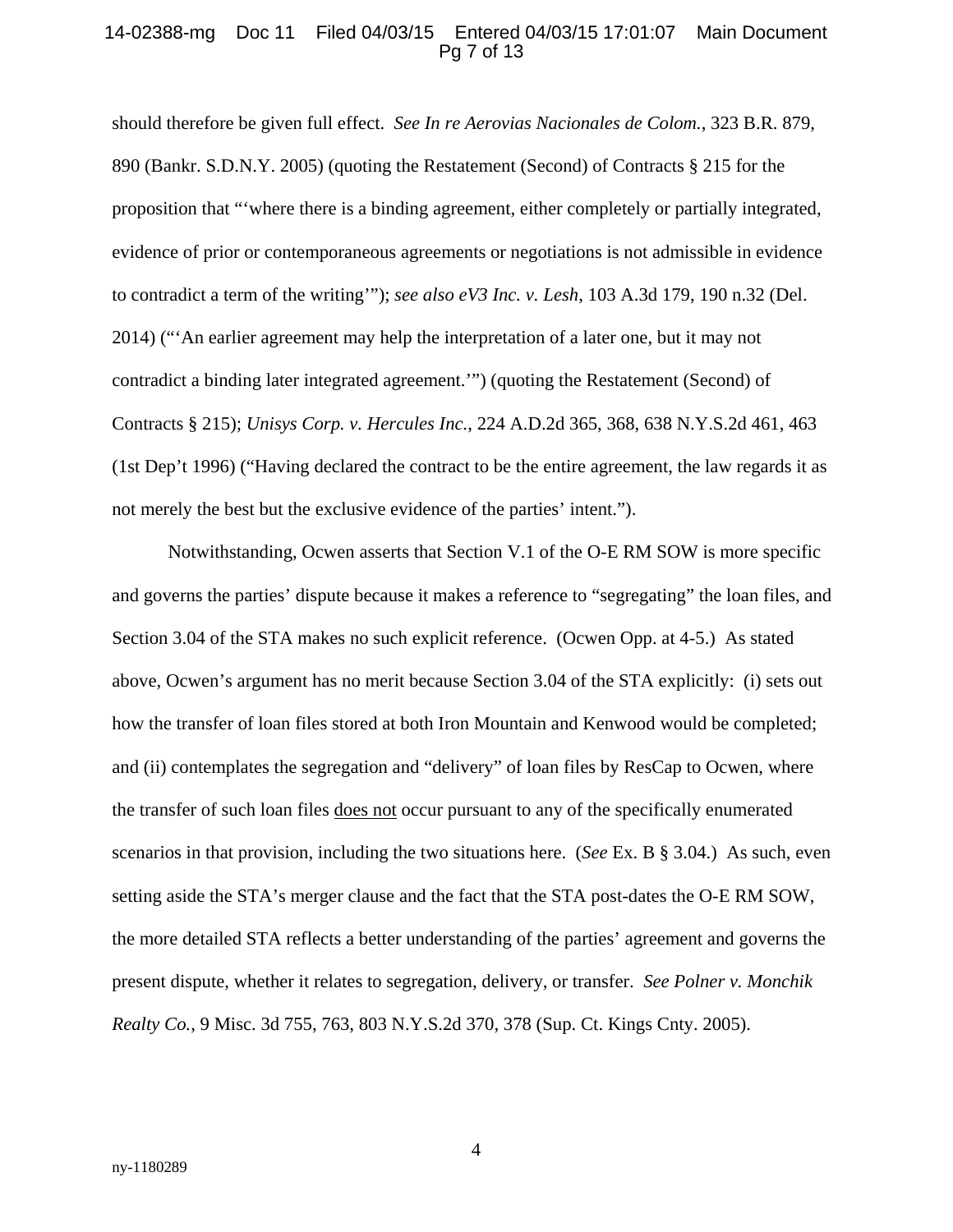should therefore be given full effect. *See In re Aerovias Nacionales de Colom.*, 323 B.R. 879, 890 (Bankr. S.D.N.Y. 2005) (quoting the Restatement (Second) of Contracts § 215 for the proposition that "'where there is a binding agreement, either completely or partially integrated, evidence of prior or contemporaneous agreements or negotiations is not admissible in evidence to contradict a term of the writing'"); *see also eV3 Inc. v. Lesh*, 103 A.3d 179, 190 n.32 (Del. 2014) ("'An earlier agreement may help the interpretation of a later one, but it may not contradict a binding later integrated agreement.'") (quoting the Restatement (Second) of Contracts § 215); *Unisys Corp. v. Hercules Inc.*, 224 A.D.2d 365, 368, 638 N.Y.S.2d 461, 463 (1st Dep't 1996) ("Having declared the contract to be the entire agreement, the law regards it as not merely the best but the exclusive evidence of the parties' intent.").

Notwithstanding, Ocwen asserts that Section V.1 of the O-E RM SOW is more specific and governs the parties' dispute because it makes a reference to "segregating" the loan files, and Section 3.04 of the STA makes no such explicit reference. (Ocwen Opp. at 4-5.) As stated above, Ocwen's argument has no merit because Section 3.04 of the STA explicitly: (i) sets out how the transfer of loan files stored at both Iron Mountain and Kenwood would be completed; and (ii) contemplates the segregation and "delivery" of loan files by ResCap to Ocwen, where the transfer of such loan files <u>does not</u> occur pursuant to any of the specifically enumerated scenarios in that provision, including the two situations here. (*See* Ex. B § 3.04.) As such, even setting aside the STA's merger clause and the fact that the STA post-dates the O-E RM SOW, the more detailed STA reflects a better understanding of the parties' agreement and governs the present dispute, whether it relates to segregation, delivery, or transfer. *See Polner v. Monchik Realty Co.*, 9 Misc. 3d 755, 763, 803 N.Y.S.2d 370, 378 (Sup. Ct. Kings Cnty. 2005).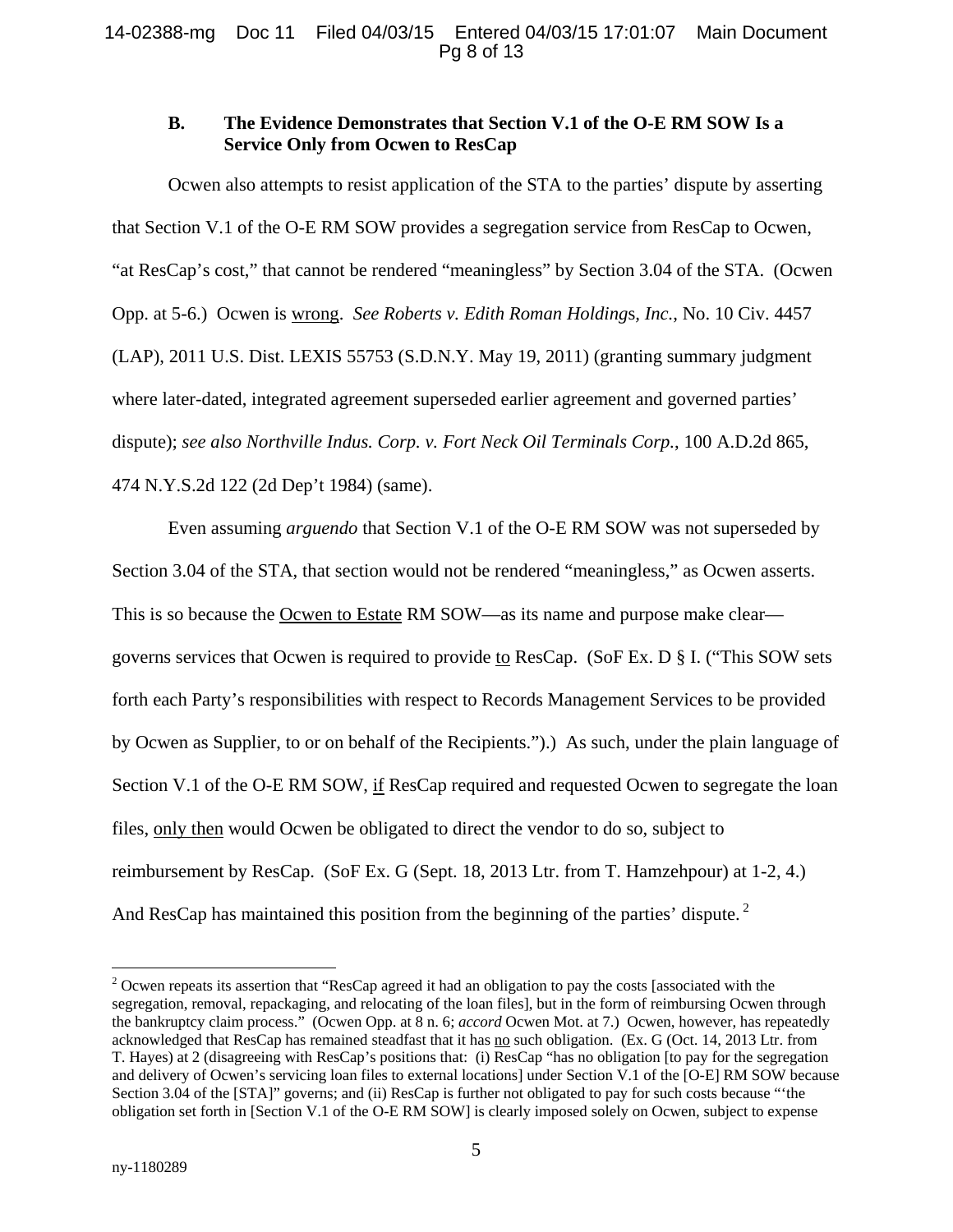### B. The Evidence Demonstrates that Section V.1 of the O-E RM SOW Is a Service Only from Ocwen to ResCap

Ocwen also attempts to resist application of the STA to the parties' dispute by asserting that Section V.1 of the O-E RM SOW provides a segregation service from ResCap to Ocwen, "at ResCap's cost," that cannot be rendered "meaningless" by Section 3.04 of the STA. (Ocwen Opp. at 5-6.) Ocwen is wrong. *See Roberts v. Edith Roman Holdings, Inc.*, No. 10 Civ. 4457 (LAP), 2011 U.S. Dist. LEXIS 55753 (S.D.N.Y. May 19, 2011) (granting summary judgment where later-dated, integrated agreement superseded earlier agreement and governed parties' dispute); *see also Northville Indus. Corp. v. Fort Neck Oil Terminals Corp.*, 100 A.D.2d 865, 474 N.Y.S.2d 122 (2d Dep't 1984) (same).

Even assuming *arguendo* that Section V.1 of the O-E RM SOW was not superseded by Section 3.04 of the STA, that section would not be rendered "meaningless," as Ocwen asserts. This is so because the Ocwen to Estate RM SOW—as its name and purpose make clear—governs services that Ocwen is required to provide to ResCap. (SoF Ex. D § I. ("This SOW sets forth each Party's responsibilities with respect to Records Management Services to be provided by Ocwen as Supplier, to or on behalf of the Recipients.").) As such, under the plain language of Section V.1 of the O-E RM SOW, if ResCap required and requested Ocwen to segregate the loan files, only then would Ocwen be obligated to direct the vendor to do so, subject to reimbursement by ResCap. (SoF Ex. G (Sept. 18, 2013 Ltr. from T. Hamzehpour) at 1-2, 4.) And ResCap has maintained this position from the beginning of the parties' dispute.[2]

[2] Ocwen repeats its assertion that "ResCap agreed it had an obligation to pay the costs [associated with the segregation, removal, repackaging, and relocating of the loan files], but in the form of reimbursing Ocwen through the bankruptcy claim process." (Ocwen Opp. at 8 n. 6; *accord* Ocwen Mot. at 7.) Ocwen, however, has repeatedly acknowledged that ResCap has remained steadfast that it has no such obligation. (Ex. G (Oct. 14, 2013 Ltr. from T. Hayes) at 2 (disagreeing with ResCap's positions that: (i) ResCap "has no obligation [to pay for the segregation and delivery of Ocwen's servicing loan files to external locations] under Section V.1 of the [O-E] RM SOW because Section 3.04 of the [STA]" governs; and (ii) ResCap is further not obligated to pay for such costs because "'the obligation set forth in [Section V.1 of the O-E RM SOW] is clearly imposed solely on Ocwen, subject to expense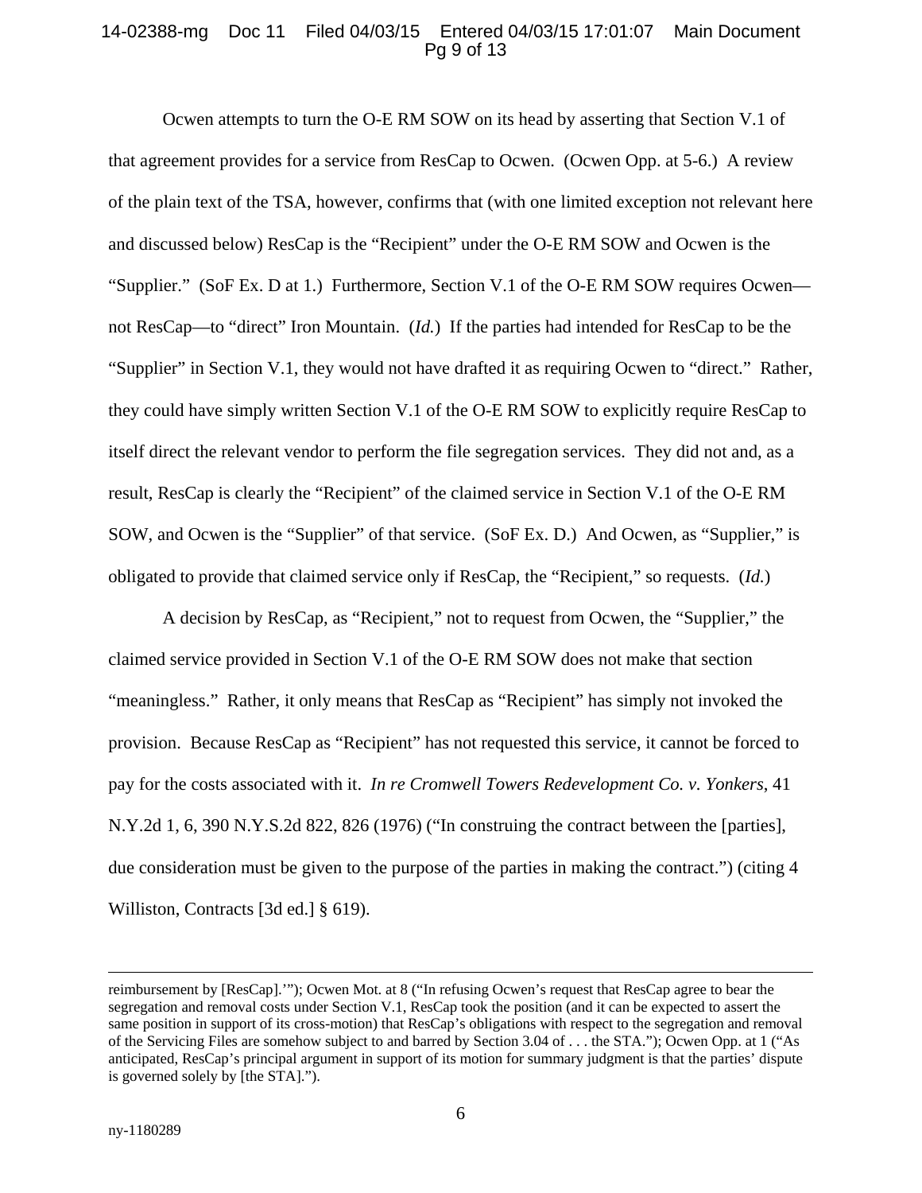Ocwen attempts to turn the O-E RM SOW on its head by asserting that Section V.1 of that agreement provides for a service from ResCap to Ocwen. (Ocwen Opp. at 5-6.) A review of the plain text of the TSA, however, confirms that (with one limited exception not relevant here and discussed below) ResCap is the "Recipient" under the O-E RM SOW and Ocwen is the "Supplier." (SoF Ex. D at 1.) Furthermore, Section V.1 of the O-E RM SOW requires Ocwen—not ResCap—to "direct" Iron Mountain. (*Id.*) If the parties had intended for ResCap to be the "Supplier" in Section V.1, they would not have drafted it as requiring Ocwen to "direct." Rather, they could have simply written Section V.1 of the O-E RM SOW to explicitly require ResCap to itself direct the relevant vendor to perform the file segregation services. They did not and, as a result, ResCap is clearly the "Recipient" of the claimed service in Section V.1 of the O-E RM SOW, and Ocwen is the "Supplier" of that service. (SoF Ex. D.) And Ocwen, as "Supplier," is obligated to provide that claimed service only if ResCap, the "Recipient," so requests. (*Id.*)

A decision by ResCap, as "Recipient," not to request from Ocwen, the "Supplier," the claimed service provided in Section V.1 of the O-E RM SOW does not make that section "meaningless." Rather, it only means that ResCap as "Recipient" has simply not invoked the provision. Because ResCap as "Recipient" has not requested this service, it cannot be forced to pay for the costs associated with it. *In re Cromwell Towers Redevelopment Co. v. Yonkers*, 41 N.Y.2d 1, 6, 390 N.Y.S.2d 822, 826 (1976) ("In construing the contract between the [parties], due consideration must be given to the purpose of the parties in making the contract.") (citing 4 Williston, Contracts [3d ed.] § 619).

---

reimbursement by [ResCap].'"); Ocwen Mot. at 8 ("In refusing Ocwen's request that ResCap agree to bear the segregation and removal costs under Section V.1, ResCap took the position (and it can be expected to assert the same position in support of its cross-motion) that ResCap's obligations with respect to the segregation and removal of the Servicing Files are somehow subject to and barred by Section 3.04 of . . . the STA."); Ocwen Opp. at 1 ("As anticipated, ResCap's principal argument in support of its motion for summary judgment is that the parties' dispute is governed solely by [the STA].").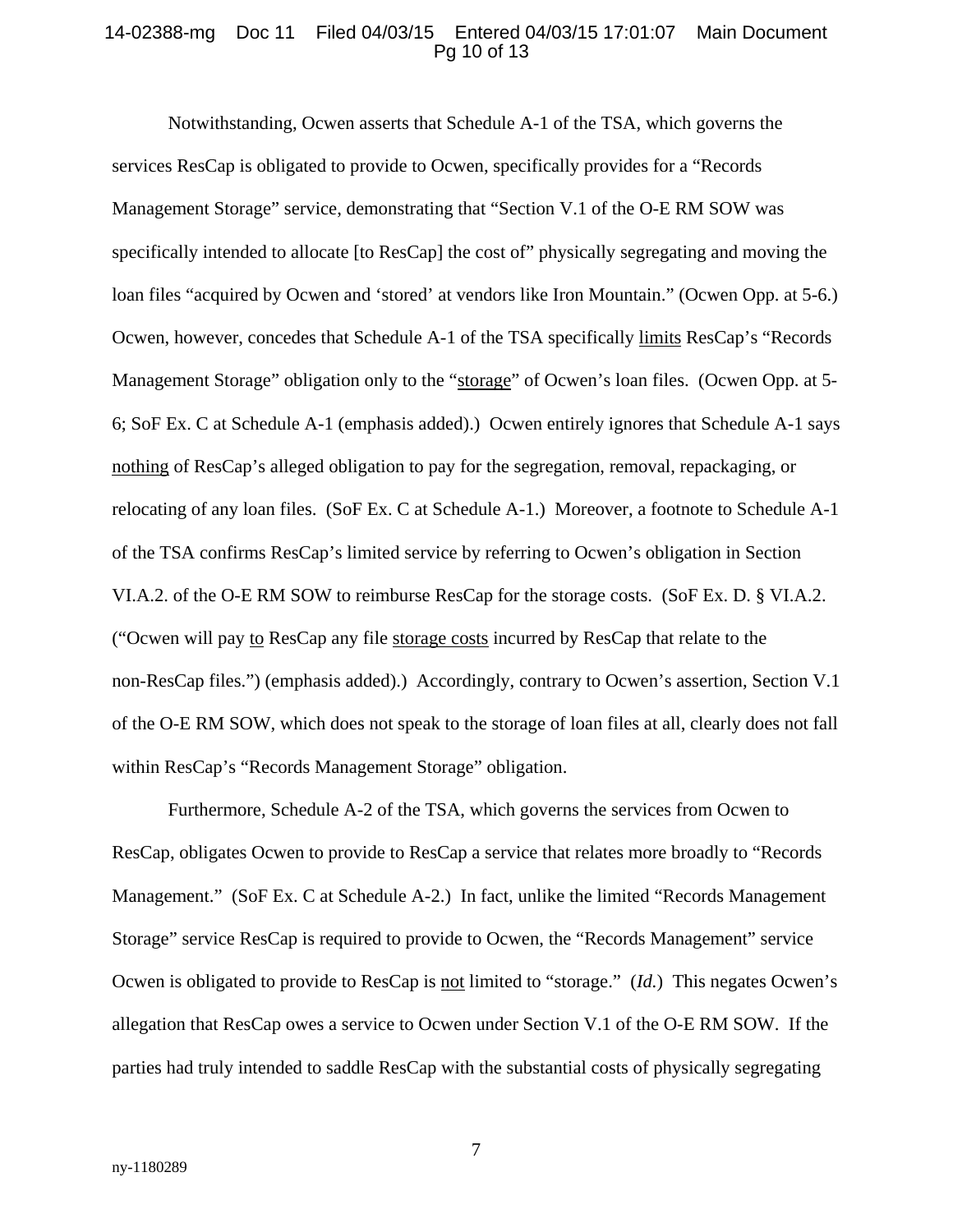Notwithstanding, Ocwen asserts that Schedule A-1 of the TSA, which governs the services ResCap is obligated to provide to Ocwen, specifically provides for a "Records Management Storage" service, demonstrating that "Section V.1 of the O-E RM SOW was specifically intended to allocate [to ResCap] the cost of" physically segregating and moving the loan files "acquired by Ocwen and 'stored' at vendors like Iron Mountain." (Ocwen Opp. at 5-6.) Ocwen, however, concedes that Schedule A-1 of the TSA specifically <u>limits</u> ResCap's "Records Management Storage" obligation only to the "<u>storage</u>" of Ocwen's loan files. (Ocwen Opp. at 5-6; SoF Ex. C at Schedule A-1 (emphasis added).) Ocwen entirely ignores that Schedule A-1 says <u>nothing</u> of ResCap's alleged obligation to pay for the segregation, removal, repackaging, or relocating of any loan files. (SoF Ex. C at Schedule A-1.) Moreover, a footnote to Schedule A-1 of the TSA confirms ResCap's limited service by referring to Ocwen's obligation in Section VI.A.2. of the O-E RM SOW to reimburse ResCap for the storage costs. (SoF Ex. D. § VI.A.2. ("Ocwen will pay <u>to</u> ResCap any file <u>storage costs</u> incurred by ResCap that relate to the non-ResCap files.") (emphasis added).) Accordingly, contrary to Ocwen's assertion, Section V.1 of the O-E RM SOW, which does not speak to the storage of loan files at all, clearly does not fall within ResCap's "Records Management Storage" obligation.

Furthermore, Schedule A-2 of the TSA, which governs the services from Ocwen to ResCap, obligates Ocwen to provide to ResCap a service that relates more broadly to "Records Management." (SoF Ex. C at Schedule A-2.) In fact, unlike the limited "Records Management Storage" service ResCap is required to provide to Ocwen, the "Records Management" service Ocwen is obligated to provide to ResCap is <u>not</u> limited to "storage." (*Id.*) This negates Ocwen's allegation that ResCap owes a service to Ocwen under Section V.1 of the O-E RM SOW. If the parties had truly intended to saddle ResCap with the substantial costs of physically segregating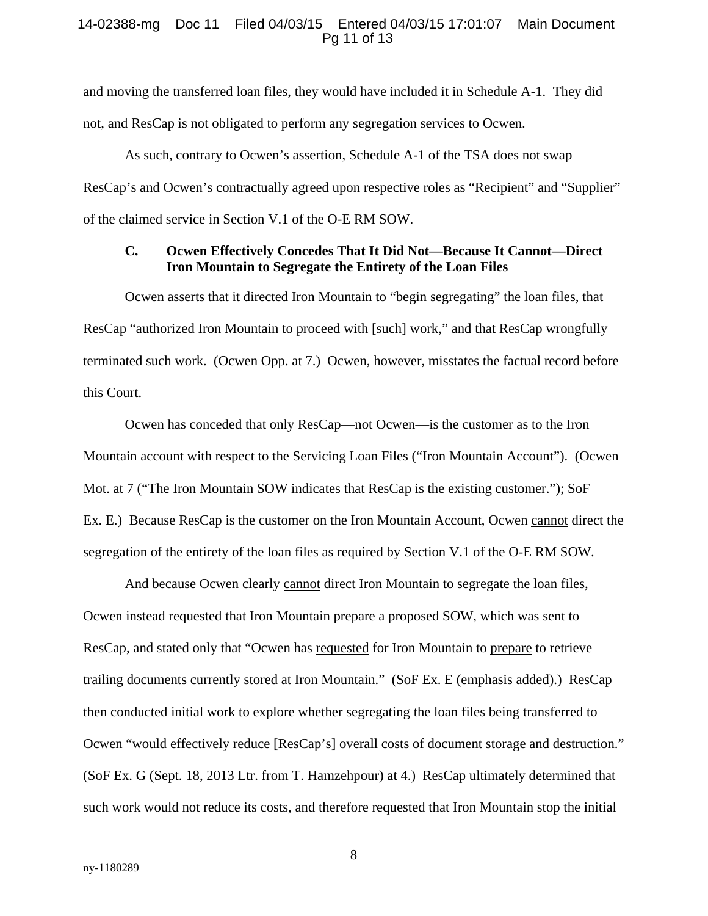and moving the transferred loan files, they would have included it in Schedule A-1. They did not, and ResCap is not obligated to perform any segregation services to Ocwen.

As such, contrary to Ocwen's assertion, Schedule A-1 of the TSA does not swap ResCap's and Ocwen's contractually agreed upon respective roles as "Recipient" and "Supplier" of the claimed service in Section V.1 of the O-E RM SOW.

### C. Ocwen Effectively Concedes That It Did Not—Because It Cannot—Direct Iron Mountain to Segregate the Entirety of the Loan Files

Ocwen asserts that it directed Iron Mountain to "begin segregating" the loan files, that ResCap "authorized Iron Mountain to proceed with [such] work," and that ResCap wrongfully terminated such work. (Ocwen Opp. at 7.) Ocwen, however, misstates the factual record before this Court.

Ocwen has conceded that only ResCap—not Ocwen—is the customer as to the Iron Mountain account with respect to the Servicing Loan Files ("Iron Mountain Account"). (Ocwen Mot. at 7 ("The Iron Mountain SOW indicates that ResCap is the existing customer."); SoF Ex. E.) Because ResCap is the customer on the Iron Mountain Account, Ocwen <u>cannot</u> direct the segregation of the entirety of the loan files as required by Section V.1 of the O-E RM SOW.

And because Ocwen clearly <u>cannot</u> direct Iron Mountain to segregate the loan files, Ocwen instead requested that Iron Mountain prepare a proposed SOW, which was sent to ResCap, and stated only that "Ocwen has <u>requested</u> for Iron Mountain to <u>prepare</u> to retrieve <u>trailing documents</u> currently stored at Iron Mountain." (SoF Ex. E (emphasis added).) ResCap then conducted initial work to explore whether segregating the loan files being transferred to Ocwen "would effectively reduce [ResCap's] overall costs of document storage and destruction." (SoF Ex. G (Sept. 18, 2013 Ltr. from T. Hamzehpour) at 4.) ResCap ultimately determined that such work would not reduce its costs, and therefore requested that Iron Mountain stop the initial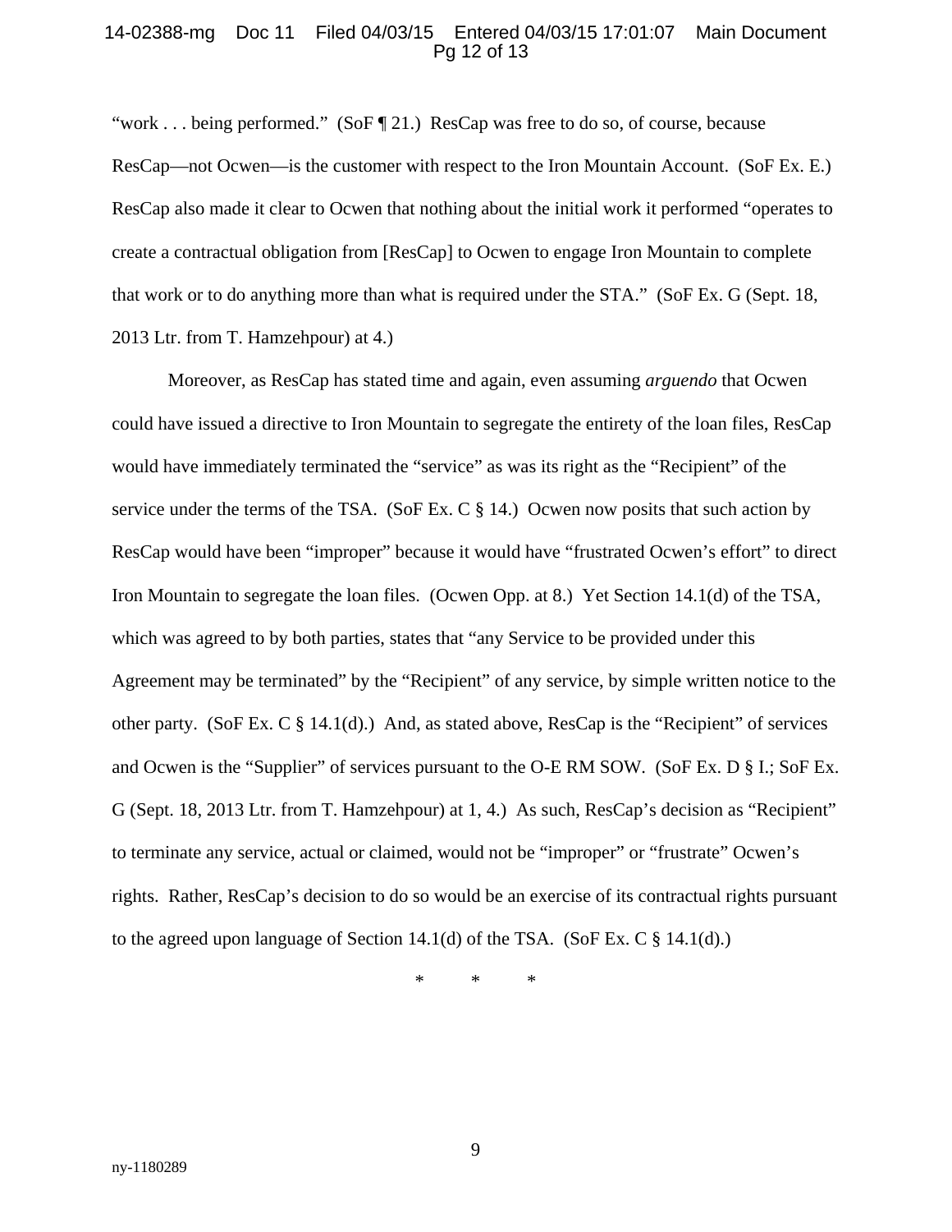"work . . . being performed." (SoF ¶ 21.) ResCap was free to do so, of course, because ResCap—not Ocwen—is the customer with respect to the Iron Mountain Account. (SoF Ex. E.) ResCap also made it clear to Ocwen that nothing about the initial work it performed "operates to create a contractual obligation from [ResCap] to Ocwen to engage Iron Mountain to complete that work or to do anything more than what is required under the STA." (SoF Ex. G (Sept. 18, 2013 Ltr. from T. Hamzehpour) at 4.)

Moreover, as ResCap has stated time and again, even assuming *arguendo* that Ocwen could have issued a directive to Iron Mountain to segregate the entirety of the loan files, ResCap would have immediately terminated the "service" as was its right as the "Recipient" of the service under the terms of the TSA. (SoF Ex. C § 14.) Ocwen now posits that such action by ResCap would have been "improper" because it would have "frustrated Ocwen's effort" to direct Iron Mountain to segregate the loan files. (Ocwen Opp. at 8.) Yet Section 14.1(d) of the TSA, which was agreed to by both parties, states that "any Service to be provided under this Agreement may be terminated" by the "Recipient" of any service, by simple written notice to the other party. (SoF Ex. C § 14.1(d).) And, as stated above, ResCap is the "Recipient" of services and Ocwen is the "Supplier" of services pursuant to the O-E RM SOW. (SoF Ex. D § I.; SoF Ex. G (Sept. 18, 2013 Ltr. from T. Hamzehpour) at 1, 4.) As such, ResCap's decision as "Recipient" to terminate any service, actual or claimed, would not be "improper" or "frustrate" Ocwen's rights. Rather, ResCap's decision to do so would be an exercise of its contractual rights pursuant to the agreed upon language of Section 14.1(d) of the TSA. (SoF Ex. C § 14.1(d).)

\* \* \*

ny-1180289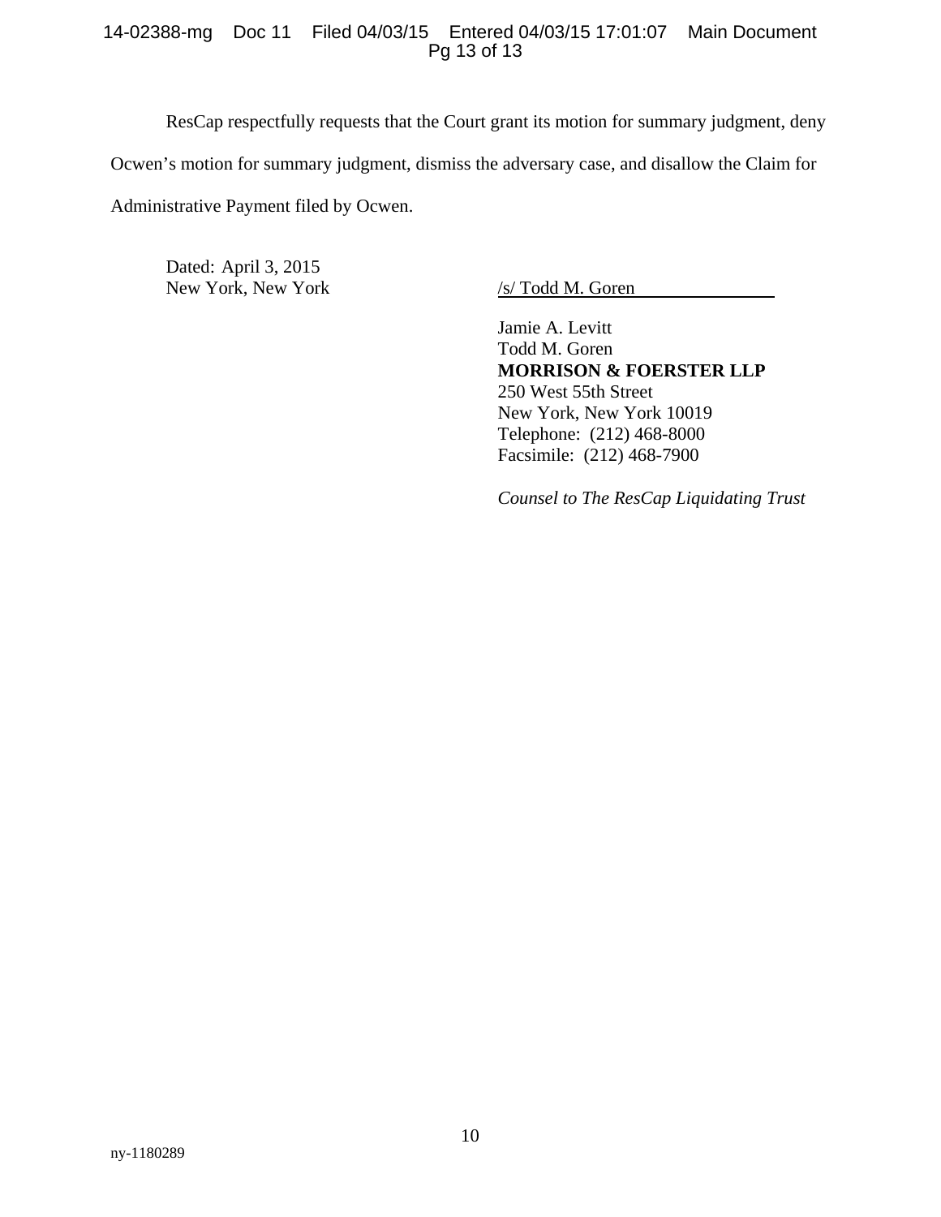ResCap respectfully requests that the Court grant its motion for summary judgment, deny Ocwen's motion for summary judgment, dismiss the adversary case, and disallow the Claim for Administrative Payment filed by Ocwen.

Dated: April 3, 2015
New York, New York

/s/ Todd M. Goren

Jamie A. Levitt
Todd M. Goren
**MORRISON & FOERSTER LLP**
250 West 55th Street
New York, New York 10019
Telephone: (212) 468-8000
Facsimile: (212) 468-7900

*Counsel to The ResCap Liquidating Trust*

ny-1180289